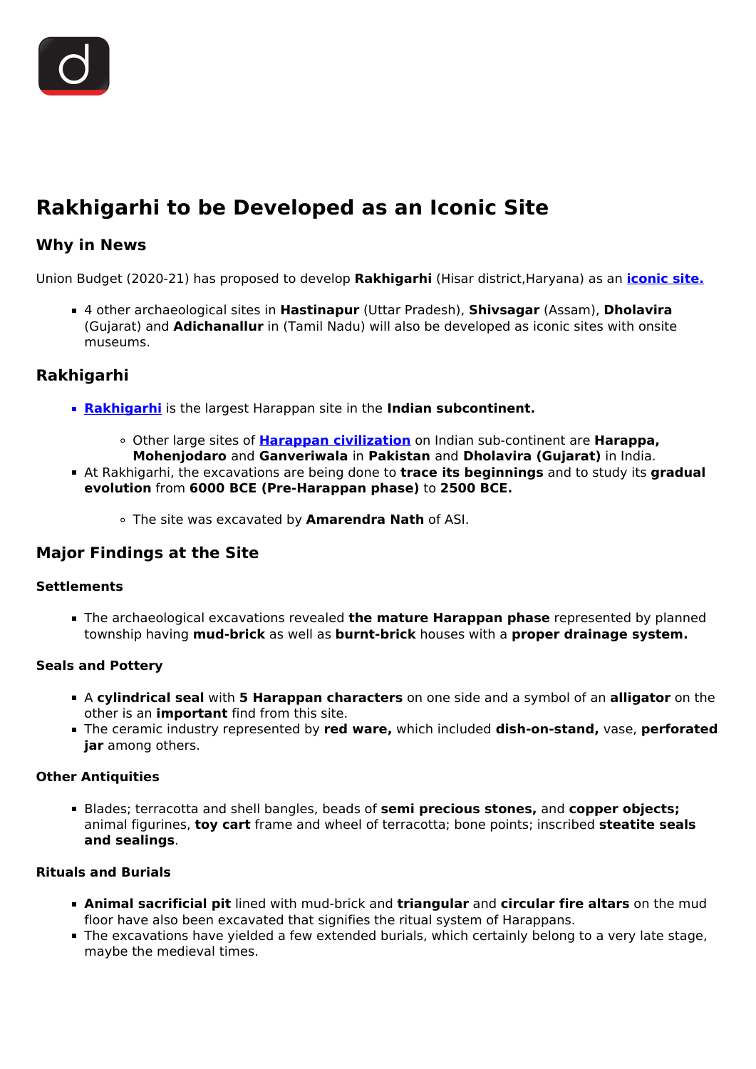# Rakhigarhi to be Developed as an Iconic Site

## Why in News

Union Budget (2020-21) has proposed to develop **Rakhigarhi** (Hisar district,Haryana) as an **iconic site.**

- 4 other archaeological sites in **Hastinapur** (Uttar Pradesh), **Shivsagar** (Assam), **Dholavira** (Gujarat) and **Adichanallur** in (Tamil Nadu) will also be developed as iconic sites with onsite museums.

## Rakhigarhi

- **Rakhigarhi** is the largest Harappan site in the **Indian subcontinent.**
  - Other large sites of **Harappan civilization** on Indian sub-continent are **Harappa, Mohenjodaro** and **Ganveriwala** in **Pakistan** and **Dholavira (Gujarat)** in India.
- At Rakhigarhi, the excavations are being done to **trace its beginnings** and to study its **gradual evolution** from **6000 BCE (Pre-Harappan phase)** to **2500 BCE.**
  - The site was excavated by **Amarendra Nath** of ASI.

## Major Findings at the Site

### Settlements

- The archaeological excavations revealed **the mature Harappan phase** represented by planned township having **mud-brick** as well as **burnt-brick** houses with a **proper drainage system.**

### Seals and Pottery

- A **cylindrical seal** with **5 Harappan characters** on one side and a symbol of an **alligator** on the other is an **important** find from this site.
- The ceramic industry represented by **red ware,** which included **dish-on-stand,** vase, **perforated jar** among others.

### Other Antiquities

- Blades; terracotta and shell bangles, beads of **semi precious stones,** and **copper objects;** animal figurines, **toy cart** frame and wheel of terracotta; bone points; inscribed **steatite seals and sealings**.

### Rituals and Burials

- **Animal sacrificial pit** lined with mud-brick and **triangular** and **circular fire altars** on the mud floor have also been excavated that signifies the ritual system of Harappans.
- The excavations have yielded a few extended burials, which certainly belong to a very late stage, maybe the medieval times.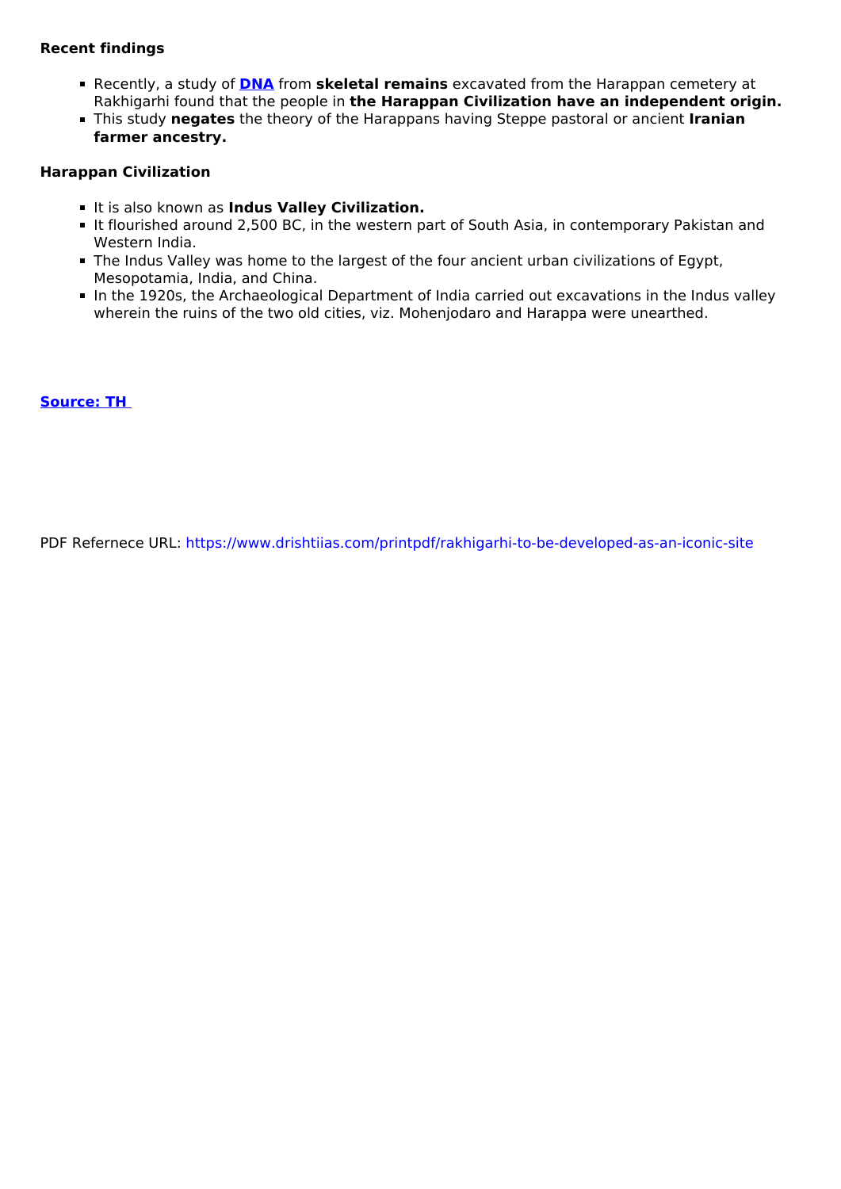**Recent findings**

- Recently, a study of **DNA** from **skeletal remains** excavated from the Harappan cemetery at Rakhigarhi found that the people in **the Harappan Civilization have an independent origin.**
- This study **negates** the theory of the Harappans having Steppe pastoral or ancient **Iranian farmer ancestry.**

**Harappan Civilization**

- It is also known as **Indus Valley Civilization.**
- It flourished around 2,500 BC, in the western part of South Asia, in contemporary Pakistan and Western India.
- The Indus Valley was home to the largest of the four ancient urban civilizations of Egypt, Mesopotamia, India, and China.
- In the 1920s, the Archaeological Department of India carried out excavations in the Indus valley wherein the ruins of the two old cities, viz. Mohenjodaro and Harappa were unearthed.

**Source: TH**

PDF Refernece URL: https://www.drishtiias.com/printpdf/rakhigarhi-to-be-developed-as-an-iconic-site